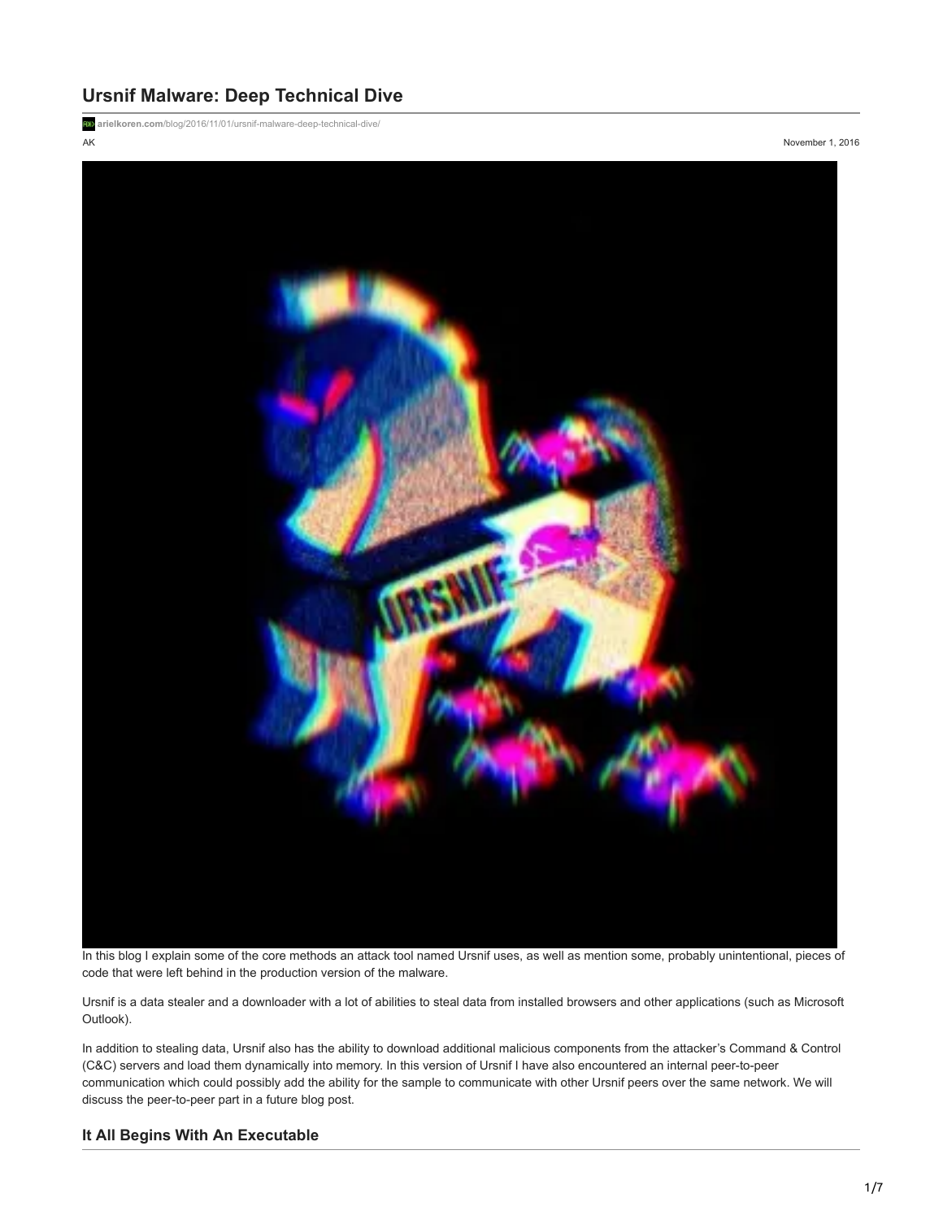# Ursnif Malware: Deep Technical Dive

arielkoren.com/blog/2016/11/01/ursnif-malware-deep-technical-dive/

AK

November 1, 2016

In this blog I explain some of the core methods an attack tool named Ursnif uses, as well as mention some, probably unintentional, pieces of code that were left behind in the production version of the malware.

Ursnif is a data stealer and a downloader with a lot of abilities to steal data from installed browsers and other applications (such as Microsoft Outlook).

In addition to stealing data, Ursnif also has the ability to download additional malicious components from the attacker's Command & Control (C&C) servers and load them dynamically into memory. In this version of Ursnif I have also encountered an internal peer-to-peer communication which could possibly add the ability for the sample to communicate with other Ursnif peers over the same network. We will discuss the peer-to-peer part in a future blog post.

## It All Begins With An Executable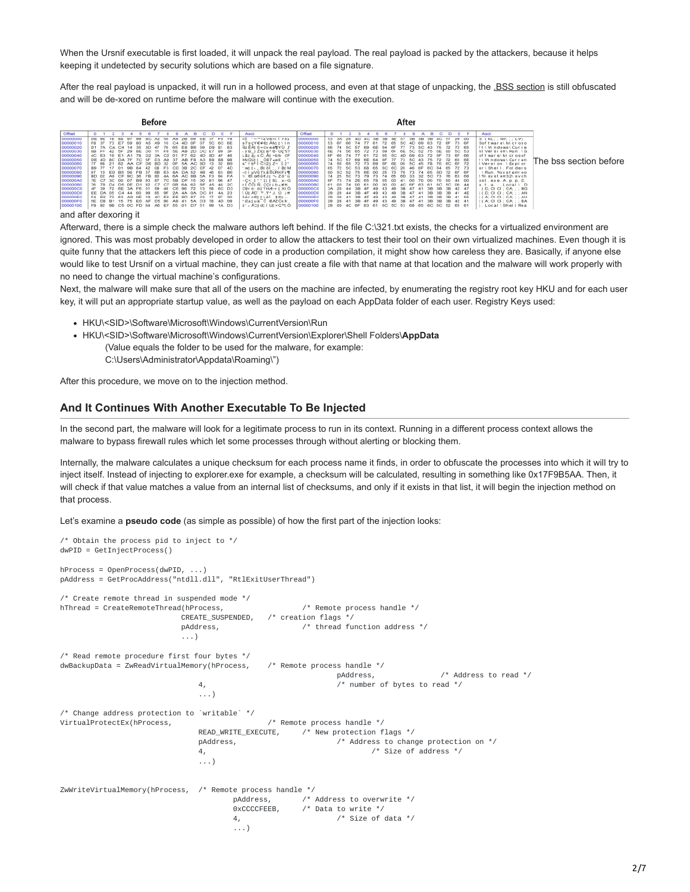When the Ursnif executable is first loaded, it will unpack the real payload. The real payload is packed by the attackers, because it helps keeping it undetected by security solutions which are based on a file signature.

After the real payload is unpacked, it will run in a hollowed process, and even at that stage of unpacking, the .BSS section is still obfuscated and will be de-xored on runtime before the malware will continue with the execution.

The bss section before and after dexoring it

Afterward, there is a simple check the malware authors left behind. If the file C:\321.txt exists, the checks for a virtualized environment are ignored. This was most probably developed in order to allow the attackers to test their tool on their own virtualized machines. Even though it is quite funny that the attackers left this piece of code in a production compilation, it might show how careless they are. Basically, if anyone else would like to test Ursnif on a virtual machine, they can just create a file with that name at that location and the malware will work properly with no need to change the virtual machine's configurations.

Next, the malware will make sure that all of the users on the machine are infected, by enumerating the registry root key HKU and for each user key, it will put an appropriate startup value, as well as the payload on each AppData folder of each user. Registry Keys used:

- HKU\<SID>\Software\Microsoft\Windows\CurrentVersion\Run
- HKU\<SID>\Software\Microsoft\Windows\CurrentVersion\Explorer\Shell Folders\**AppData**
  (Value equals the folder to be used for the malware, for example:
  C:\Users\Administrator\Appdata\Roaming\")

After this procedure, we move on to the injection method.

## And It Continues With Another Executable To Be Injected

In the second part, the malware will look for a legitimate process to run in its context. Running in a different process context allows the malware to bypass firewall rules which let some processes through without alerting or blocking them.

Internally, the malware calculates a unique checksum for each process name it finds, in order to obfuscate the processes into which it will try to inject itself. Instead of injecting to explorer.exe for example, a checksum will be calculated, resulting in something like 0x17F9B5AA. Then, it will check if that value matches a value from an internal list of checksums, and only if it exists in that list, it will begin the injection method on that process.

Let's examine a **pseudo code** (as simple as possible) of how the first part of the injection looks:

```
/* Obtain the process pid to inject to */
dwPID = GetInjectProcess()

hProcess = OpenProcess(dwPID, ...)
pAddress = GetProcAddress("ntdll.dll", "RtlExitUserThread")

/* Create remote thread in suspended mode */
hThread = CreateRemoteThread(hProcess,              /* Remote process handle */
                        CREATE_SUSPENDED,   /* creation flags */
                        pAddress,           /* thread function address */
                        ...)

/* Read remote procedure first four bytes */
dwBackupData = ZwReadVirtualMemory(hProcess,    /* Remote process handle */
                                            pAddress,          /* Address to read */
                            4,              /* number of bytes to read */
                            ...)

/* Change address protection to `writable` */
VirtualProtectEx(hProcess,              /* Remote process handle */
                            READ_WRITE_EXECUTE,     /* New protection flags */
                            pAddress,           /* Address to change protection on */
                            4,                  /* Size of address */
                            ...)


ZwWriteVirtualMemory(hProcess,  /* Remote process handle */
                                pAddress,       /* Address to overwrite */
                                0xCCCCFEEB,     /* Data to write */
                                4,              /* Size of data */
                                ...)
```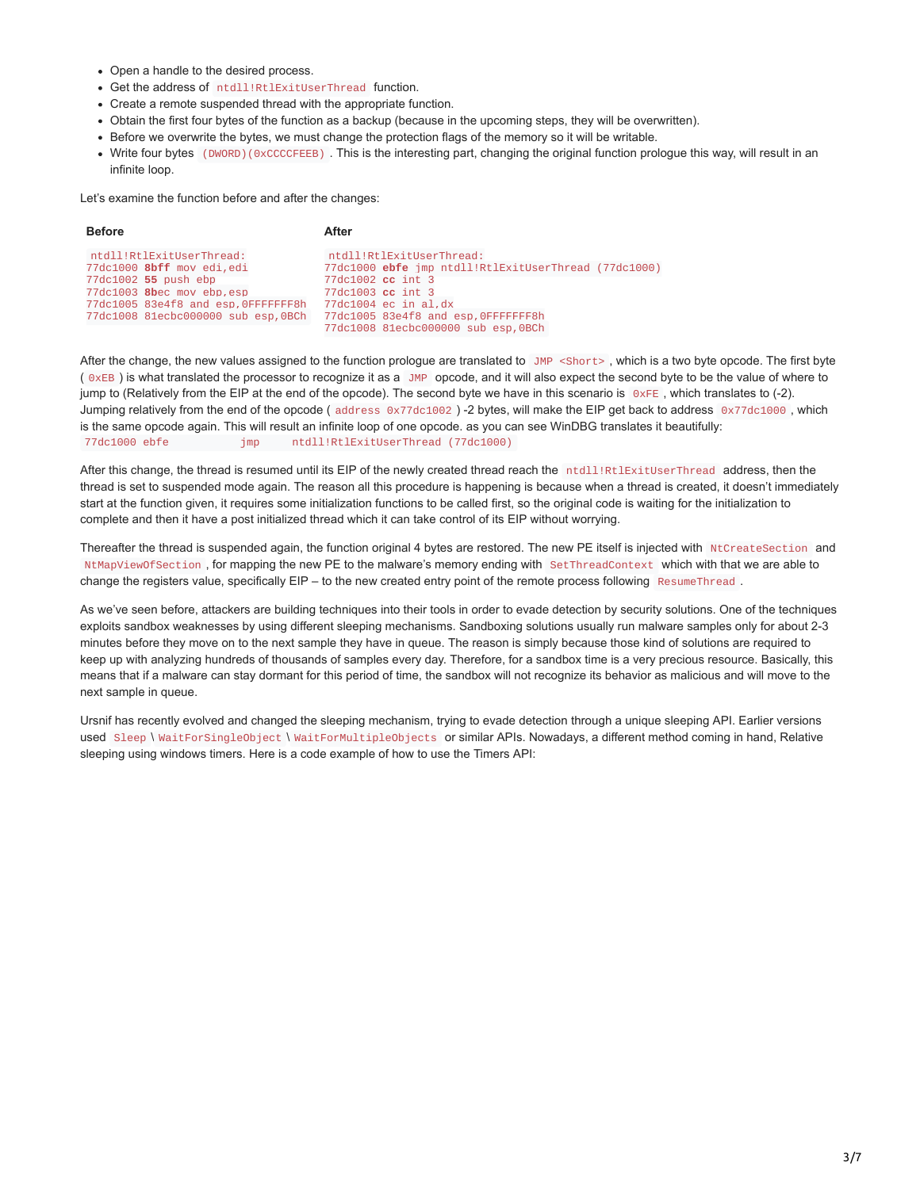- Open a handle to the desired process.
- Get the address of `ntdll!RtlExitUserThread` function.
- Create a remote suspended thread with the appropriate function.
- Obtain the first four bytes of the function as a backup (because in the upcoming steps, they will be overwritten).
- Before we overwrite the bytes, we must change the protection flags of the memory so it will be writable.
- Write four bytes `(DWORD)(0xCCCCFEEB)`. This is the interesting part, changing the original function prologue this way, will result in an infinite loop.

Let's examine the function before and after the changes:

**Before**

```
ntdll!RtlExitUserThread:
77dc1000 8bff mov edi,edi
77dc1002 55 push ebp
77dc1003 8bec mov ebp,esp
77dc1005 83e4f8 and esp,0FFFFFFF8h
77dc1008 81ecbc000000 sub esp,0BCh
```

**After**

```
ntdll!RtlExitUserThread:
77dc1000 ebfe jmp ntdll!RtlExitUserThread (77dc1000)
77dc1002 cc int 3
77dc1003 cc int 3
77dc1004 ec in al,dx
77dc1005 83e4f8 and esp,0FFFFFFF8h
77dc1008 81ecbc000000 sub esp,0BCh
```

After the change, the new values assigned to the function prologue are translated to `JMP <Short>`, which is a two byte opcode. The first byte (`0xEB`) is what translated the processor to recognize it as a `JMP` opcode, and it will also expect the second byte to be the value of where to jump to (Relatively from the EIP at the end of the opcode). The second byte we have in this scenario is `0xFE`, which translates to (-2). Jumping relatively from the end of the opcode (`address 0x77dc1002`) -2 bytes, will make the EIP get back to address `0x77dc1000`, which is the same opcode again. This will result an infinite loop of one opcode. as you can see WinDBG translates it beautifully:

```
77dc1000 ebfe          jmp     ntdll!RtlExitUserThread (77dc1000)
```

After this change, the thread is resumed until its EIP of the newly created thread reach the `ntdll!RtlExitUserThread` address, then the thread is set to suspended mode again. The reason all this procedure is happening is because when a thread is created, it doesn't immediately start at the function given, it requires some initialization functions to be called first, so the original code is waiting for the initialization to complete and then it have a post initialized thread which it can take control of its EIP without worrying.

Thereafter the thread is suspended again, the function original 4 bytes are restored. The new PE itself is injected with `NtCreateSection` and `NtMapViewOfSection`, for mapping the new PE to the malware's memory ending with `SetThreadContext` which with that we are able to change the registers value, specifically EIP – to the new created entry point of the remote process following `ResumeThread`.

As we've seen before, attackers are building techniques into their tools in order to evade detection by security solutions. One of the techniques exploits sandbox weaknesses by using different sleeping mechanisms. Sandboxing solutions usually run malware samples only for about 2-3 minutes before they move on to the next sample they have in queue. The reason is simply because those kind of solutions are required to keep up with analyzing hundreds of thousands of samples every day. Therefore, for a sandbox time is a very precious resource. Basically, this means that if a malware can stay dormant for this period of time, the sandbox will not recognize its behavior as malicious and will move to the next sample in queue.

Ursnif has recently evolved and changed the sleeping mechanism, trying to evade detection through a unique sleeping API. Earlier versions used `Sleep` \ `WaitForSingleObject` \ `WaitForMultipleObjects` or similar APIs. Nowadays, a different method coming in hand, Relative sleeping using windows timers. Here is a code example of how to use the Timers API: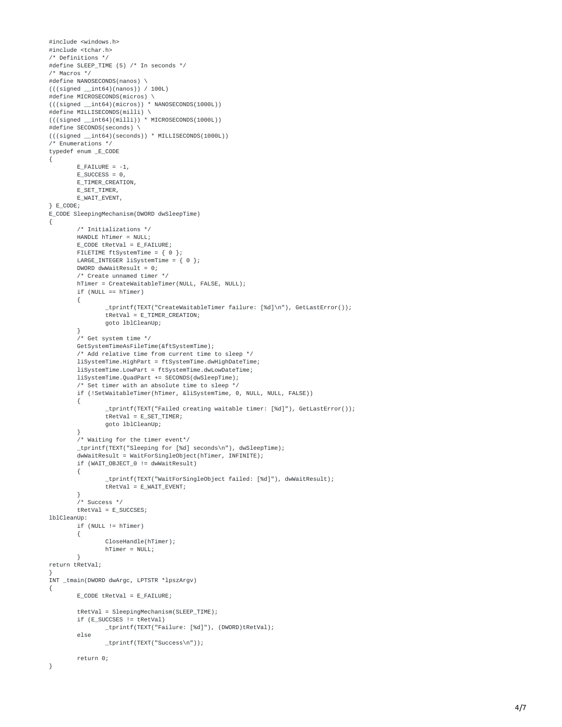```
#include <windows.h>
#include <tchar.h>
/* Definitions */
#define SLEEP_TIME (5) /* In seconds */
/* Macros */
#define NANOSECONDS(nanos) \
(((signed __int64)(nanos)) / 100L)
#define MICROSECONDS(micros) \
(((signed __int64)(micros)) * NANOSECONDS(1000L))
#define MILLISECONDS(milli) \
(((signed __int64)(milli)) * MICROSECONDS(1000L))
#define SECONDS(seconds) \
(((signed __int64)(seconds)) * MILLISECONDS(1000L))
/* Enumerations */
typedef enum _E_CODE
{
        E_FAILURE = -1,
        E_SUCCESS = 0,
        E_TIMER_CREATION,
        E_SET_TIMER,
        E_WAIT_EVENT,
} E_CODE;
E_CODE SleepingMechanism(DWORD dwSleepTime)
{
        /* Initializations */
        HANDLE hTimer = NULL;
        E_CODE tRetVal = E_FAILURE;
        FILETIME ftSystemTime = { 0 };
        LARGE_INTEGER liSystemTime = { 0 };
        DWORD dwWaitResult = 0;
        /* Create unnamed timer */
        hTimer = CreateWaitableTimer(NULL, FALSE, NULL);
        if (NULL == hTimer)
        {
                _tprintf(TEXT("CreateWaitableTimer failure: [%d]\n"), GetLastError());
                tRetVal = E_TIMER_CREATION;
                goto lblCleanUp;
        }
        /* Get system time */
        GetSystemTimeAsFileTime(&ftSystemTime);
        /* Add relative time from current time to sleep */
        liSystemTime.HighPart = ftSystemTime.dwHighDateTime;
        liSystemTime.LowPart = ftSystemTime.dwLowDateTime;
        liSystemTime.QuadPart += SECONDS(dwSleepTime);
        /* Set timer with an absolute time to sleep */
        if (!SetWaitableTimer(hTimer, &liSystemTime, 0, NULL, NULL, FALSE))
        {
                _tprintf(TEXT("Failed creating waitable timer: [%d]"), GetLastError());
                tRetVal = E_SET_TIMER;
                goto lblCleanUp;
        }
        /* Waiting for the timer event*/
        _tprintf(TEXT("Sleeping for [%d] seconds\n"), dwSleepTime);
        dwWaitResult = WaitForSingleObject(hTimer, INFINITE);
        if (WAIT_OBJECT_0 != dwWaitResult)
        {
                _tprintf(TEXT("WaitForSingleObject failed: [%d]"), dwWaitResult);
                tRetVal = E_WAIT_EVENT;
        }
        /* Success */
        tRetVal = E_SUCCSES;
lblCleanUp:
        if (NULL != hTimer)
        {
                CloseHandle(hTimer);
                hTimer = NULL;
        }
return tRetVal;
}
INT _tmain(DWORD dwArgc, LPTSTR *lpszArgv)
{
        E_CODE tRetVal = E_FAILURE;

        tRetVal = SleepingMechanism(SLEEP_TIME);
        if (E_SUCCSES != tRetVal)
                _tprintf(TEXT("Failure: [%d]"), (DWORD)tRetVal);
        else
                _tprintf(TEXT("Success\n"));

        return 0;
}
```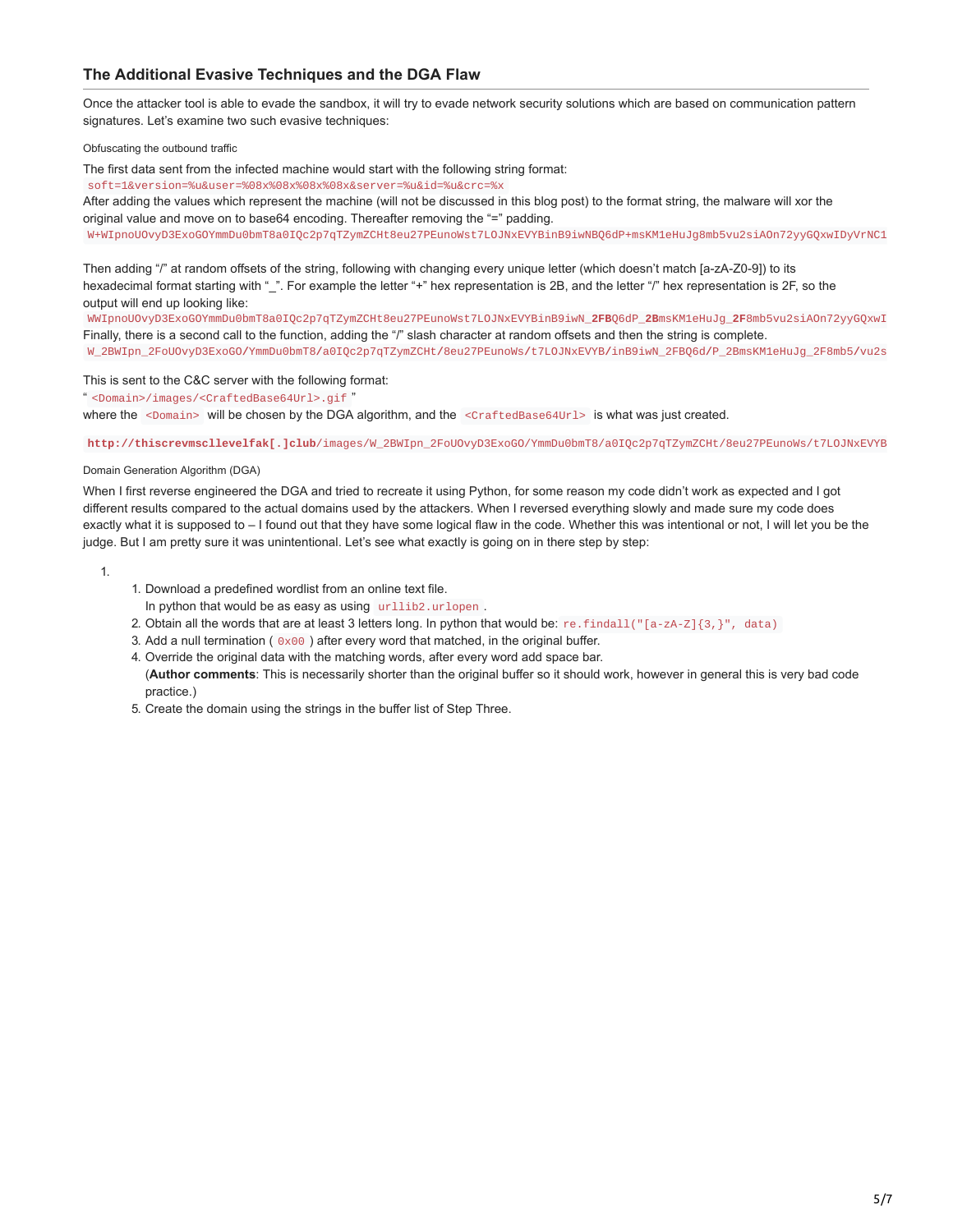### The Additional Evasive Techniques and the DGA Flaw

Once the attacker tool is able to evade the sandbox, it will try to evade network security solutions which are based on communication pattern signatures. Let's examine two such evasive techniques:

Obfuscating the outbound traffic

The first data sent from the infected machine would start with the following string format:
`soft=1&version=%u&user=%08x%08x%08x%08x&server=%u&id=%u&crc=%x`
After adding the values which represent the machine (will not be discussed in this blog post) to the format string, the malware will xor the original value and move on to base64 encoding. Thereafter removing the "=" padding.
`W+WIpnoUOvyD3ExoGOYmmDu0bmT8a0IQc2p7qTZymZCHt8eu27PEunoWst7LOJNxEVYBinB9iwNBQ6dP+msKM1eHuJg8mb5vu2siAOn72yyGQxwIDyVrNC1`

Then adding "/" at random offsets of the string, following with changing every unique letter (which doesn't match [a-zA-Z0-9]) to its hexadecimal format starting with "_". For example the letter "+" hex representation is 2B, and the letter "/" hex representation is 2F, so the output will end up looking like:
`WWIpnoUOvyD3ExoGOYmmDu0bmT8a0IQc2p7qTZymZCHt8eu27PEunoWst7LOJNxEVYBinB9iwN_2FBQ6dP_2BmsKM1eHuJg_2F8mb5vu2siAOn72yyGQxwI`
Finally, there is a second call to the function, adding the "/" slash character at random offsets and then the string is complete.
`W_2BWIpn_2FoUOvyD3ExoGO/YmmDu0bmT8/a0IQc2p7qTZymZCHt/8eu27PEunoWs/t7LOJNxEVYB/inB9iwN_2FBQ6d/P_2BmsKM1eHuJg_2F8mb5/vu2s`

This is sent to the C&C server with the following format:
" `<Domain>/images/<CraftedBase64Url>.gif` "
where the `<Domain>` will be chosen by the DGA algorithm, and the `<CraftedBase64Url>` is what was just created.

`http://thiscrevmscllevelfak[.]club/images/W_2BWIpn_2FoUOvyD3ExoGO/YmmDu0bmT8/a0IQc2p7qTZymZCHt/8eu27PEunoWs/t7LOJNxEVYB`

Domain Generation Algorithm (DGA)

When I first reverse engineered the DGA and tried to recreate it using Python, for some reason my code didn't work as expected and I got different results compared to the actual domains used by the attackers. When I reversed everything slowly and made sure my code does exactly what it is supposed to – I found out that they have some logical flaw in the code. Whether this was intentional or not, I will let you be the judge. But I am pretty sure it was unintentional. Let's see what exactly is going on in there step by step:

1. 
   1. Download a predefined wordlist from an online text file.
      In python that would be as easy as using `urllib2.urlopen`.
   2. Obtain all the words that are at least 3 letters long. In python that would be: `re.findall("[a-zA-Z]{3,}", data)`
   3. Add a null termination ( `0x00` ) after every word that matched, in the original buffer.
   4. Override the original data with the matching words, after every word add space bar.
      (**Author comments**: This is necessarily shorter than the original buffer so it should work, however in general this is very bad code practice.)
   5. Create the domain using the strings in the buffer list of Step Three.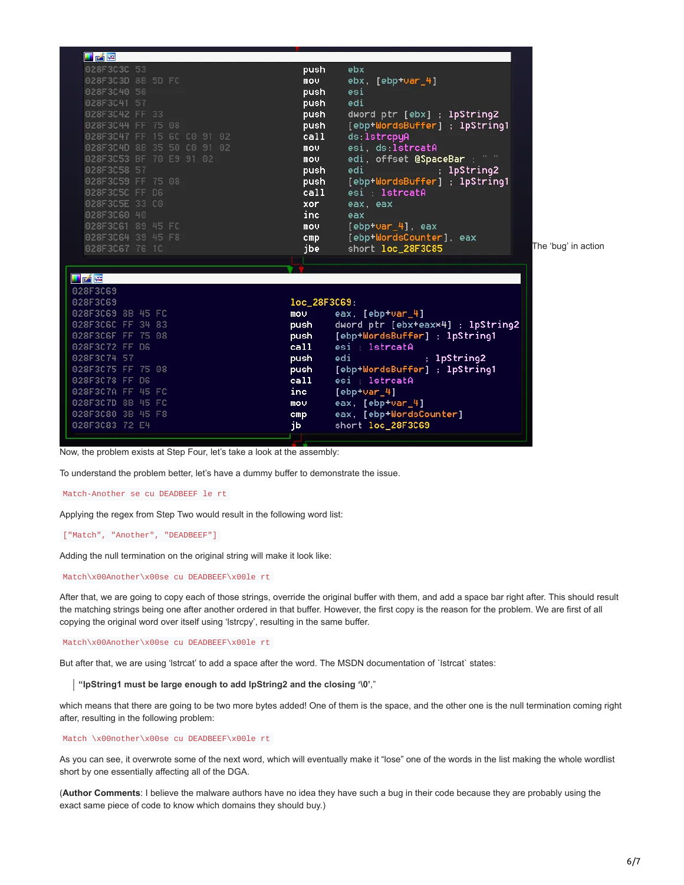```
028F3C3C 53                push    ebx
028F3C3D 8B 5D FC          mov     ebx, [ebp+var_4]
028F3C40 56                push    esi
028F3C41 57                push    edi
028F3C42 FF 33             push    dword ptr [ebx] ; lpString2
028F3C44 FF 75 08          push    [ebp+WordsBuffer] ; lpString1
028F3C47 FF 15 6C C0 91 02 call    ds:lstrcpyA
028F3C4D 8B 35 50 C0 91 02 mov     esi, ds:lstrcatA
028F3C53 BF 70 E9 91 02    mov     edi, offset @SpaceBar ; " "
028F3C58 57                push    edi             ; lpString2
028F3C59 FF 75 08          push    [ebp+WordsBuffer] ; lpString1
028F3C5C FF D6             call    esi ; lstrcatA
028F3C5E 33 C0             xor     eax, eax
028F3C60 40                inc     eax
028F3C61 89 45 FC          mov     [ebp+var_4], eax
028F3C64 39 45 F8          cmp     [ebp+WordsCounter], eax
028F3C67 76 1C             jbe     short loc_28F3C85

028F3C69
028F3C69                   loc_28F3C69:
028F3C69 8B 45 FC          mov     eax, [ebp+var_4]
028F3C6C FF 34 83          push    dword ptr [ebx+eax*4] ; lpString2
028F3C6F FF 75 08          push    [ebp+WordsBuffer] ; lpString1
028F3C72 FF D6             call    esi ; lstrcatA
028F3C74 57                push    edi             ; lpString2
028F3C75 FF 75 08          push    [ebp+WordsBuffer] ; lpString1
028F3C78 FF D6             call    esi ; lstrcatA
028F3C7A FF 45 FC          inc     [ebp+var_4]
028F3C7D 8B 45 FC          mov     eax, [ebp+var_4]
028F3C80 3B 45 F8          cmp     eax, [ebp+WordsCounter]
028F3C83 72 E4             jb      short loc_28F3C69
```

The 'bug' in action

Now, the problem exists at Step Four, let's take a look at the assembly:

To understand the problem better, let's have a dummy buffer to demonstrate the issue.

`Match-Another se cu DEADBEEF le rt`

Applying the regex from Step Two would result in the following word list:

`["Match", "Another", "DEADBEEF"]`

Adding the null termination on the original string will make it look like:

`Match\x00Another\x00se cu DEADBEEF\x00le rt`

After that, we are going to copy each of those strings, override the original buffer with them, and add a space bar right after. This should result the matching strings being one after another ordered in that buffer. However, the first copy is the reason for the problem. We are first of all copying the original word over itself using 'lstrcpy', resulting in the same buffer.

`Match\x00Another\x00se cu DEADBEEF\x00le rt`

But after that, we are using 'lstrcat' to add a space after the word. The MSDN documentation of `lstrcat` states:

> **"lpString1 must be large enough to add lpString2 and the closing '\0',"**

which means that there are going to be two more bytes added! One of them is the space, and the other one is the null termination coming right after, resulting in the following problem:

`Match \x00nother\x00se cu DEADBEEF\x00le rt`

As you can see, it overwrote some of the next word, which will eventually make it "lose" one of the words in the list making the whole wordlist short by one essentially affecting all of the DGA.

(**Author Comments**: I believe the malware authors have no idea they have such a bug in their code because they are probably using the exact same piece of code to know which domains they should buy.)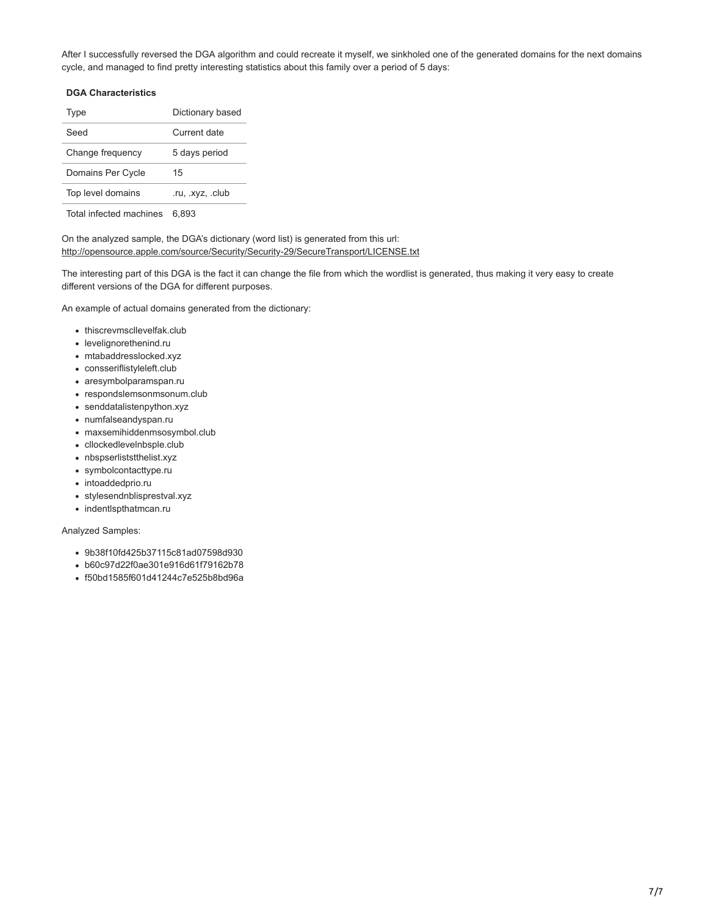After I successfully reversed the DGA algorithm and could recreate it myself, we sinkholed one of the generated domains for the next domains cycle, and managed to find pretty interesting statistics about this family over a period of 5 days:

**DGA Characteristics**

| | |
|---|---|
| Type | Dictionary based |
| Seed | Current date |
| Change frequency | 5 days period |
| Domains Per Cycle | 15 |
| Top level domains | .ru, .xyz, .club |
| Total infected machines | 6,893 |

On the analyzed sample, the DGA's dictionary (word list) is generated from this url:
http://opensource.apple.com/source/Security/Security-29/SecureTransport/LICENSE.txt

The interesting part of this DGA is the fact it can change the file from which the wordlist is generated, thus making it very easy to create different versions of the DGA for different purposes.

An example of actual domains generated from the dictionary:

- thiscrevmscllevelfak.club
- levelignorethenind.ru
- mtabaddresslocked.xyz
- consseriflistyleleft.club
- aresymbolparamspan.ru
- respondslemsonmsonum.club
- senddatalistenpython.xyz
- numfalseandyspan.ru
- maxsemihiddenmsosymbol.club
- cllockedlevelnbsple.club
- nbspserliststthelist.xyz
- symbolcontacttype.ru
- intoaddedprio.ru
- stylesendnblisprestval.xyz
- indentlspthatmcan.ru

Analyzed Samples:

- 9b38f10fd425b37115c81ad07598d930
- b60c97d22f0ae301e916d61f79162b78
- f50bd1585f601d41244c7e525b8bd96a